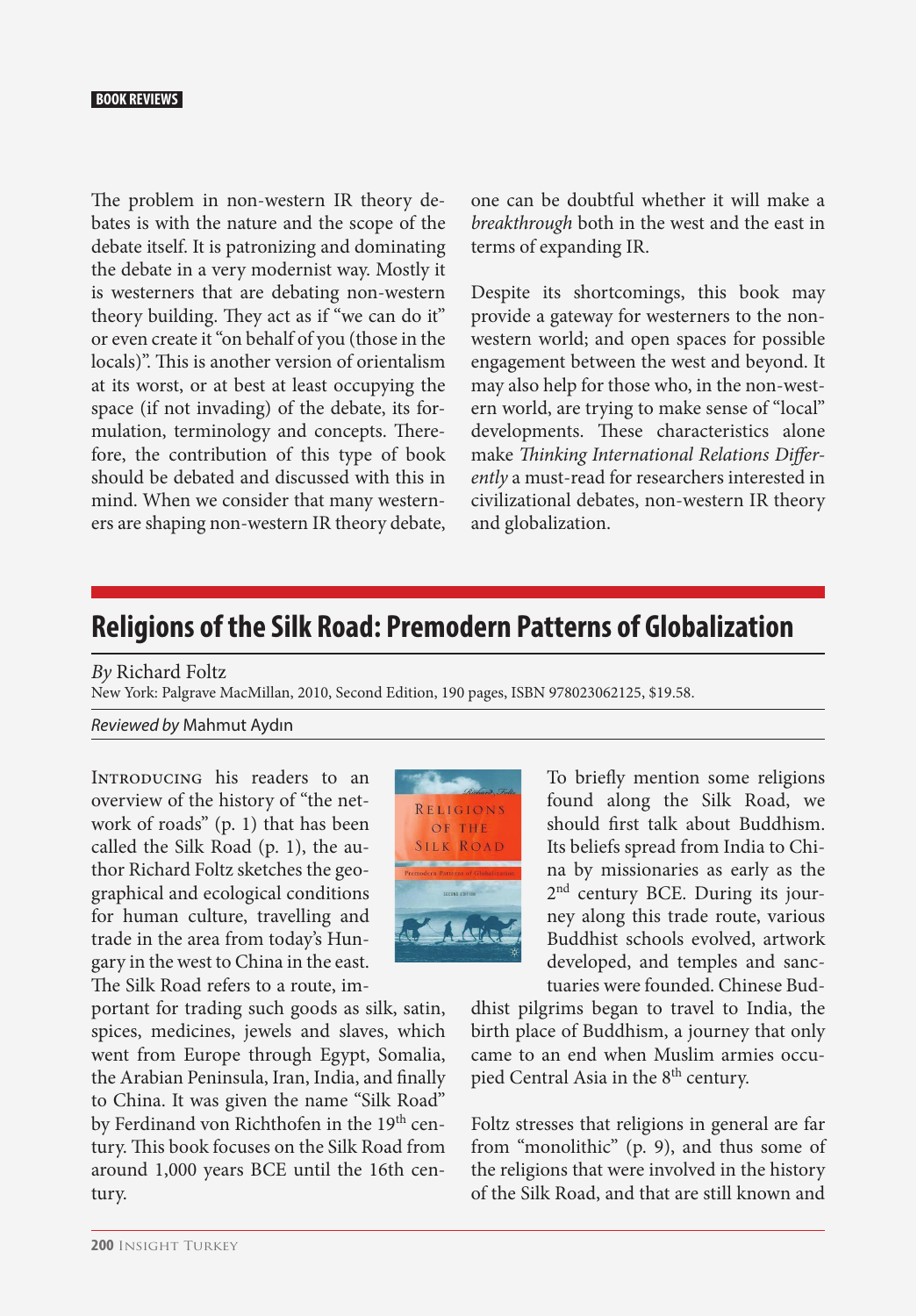The problem in non-western IR theory debates is with the nature and the scope of the debate itself. It is patronizing and dominating the debate in a very modernist way. Mostly it is westerners that are debating non-western theory building. They act as if "we can do it" or even create it "on behalf of you (those in the locals)". This is another version of orientalism at its worst, or at best at least occupying the space (if not invading) of the debate, its formulation, terminology and concepts. Therefore, the contribution of this type of book should be debated and discussed with this in mind. When we consider that many westerners are shaping non-western IR theory debate, one can be doubtful whether it will make a *breakthrough* both in the west and the east in terms of expanding IR.

Despite its shortcomings, this book may provide a gateway for westerners to the non-western world; and open spaces for possible engagement between the west and beyond. It may also help for those who, in the non-western world, are trying to make sense of "local" developments. These characteristics alone make *Thinking International Relations Differently* a must-read for researchers interested in civilizational debates, non-western IR theory and globalization.

## Religions of the Silk Road: Premodern Patterns of Globalization

*By* Richard Foltz
New York: Palgrave MacMillan, 2010, Second Edition, 190 pages, ISBN 978023062125, $19.58.

*Reviewed by* Mahmut Aydın

Introducing his readers to an overview of the history of "the network of roads" (p. 1) that has been called the Silk Road (p. 1), the author Richard Foltz sketches the geographical and ecological conditions for human culture, travelling and trade in the area from today's Hungary in the west to China in the east. The Silk Road refers to a route, important for trading such goods as silk, satin, spices, medicines, jewels and slaves, which went from Europe through Egypt, Somalia, the Arabian Peninsula, Iran, India, and finally to China. It was given the name "Silk Road" by Ferdinand von Richthofen in the 19th century. This book focuses on the Silk Road from around 1,000 years BCE until the 16th century.

To briefly mention some religions found along the Silk Road, we should first talk about Buddhism. Its beliefs spread from India to China by missionaries as early as the 2nd century BCE. During its journey along this trade route, various Buddhist schools evolved, artwork developed, and temples and sanctuaries were founded. Chinese Buddhist pilgrims began to travel to India, the birth place of Buddhism, a journey that only came to an end when Muslim armies occupied Central Asia in the 8th century.

Foltz stresses that religions in general are far from "monolithic" (p. 9), and thus some of the religions that were involved in the history of the Silk Road, and that are still known and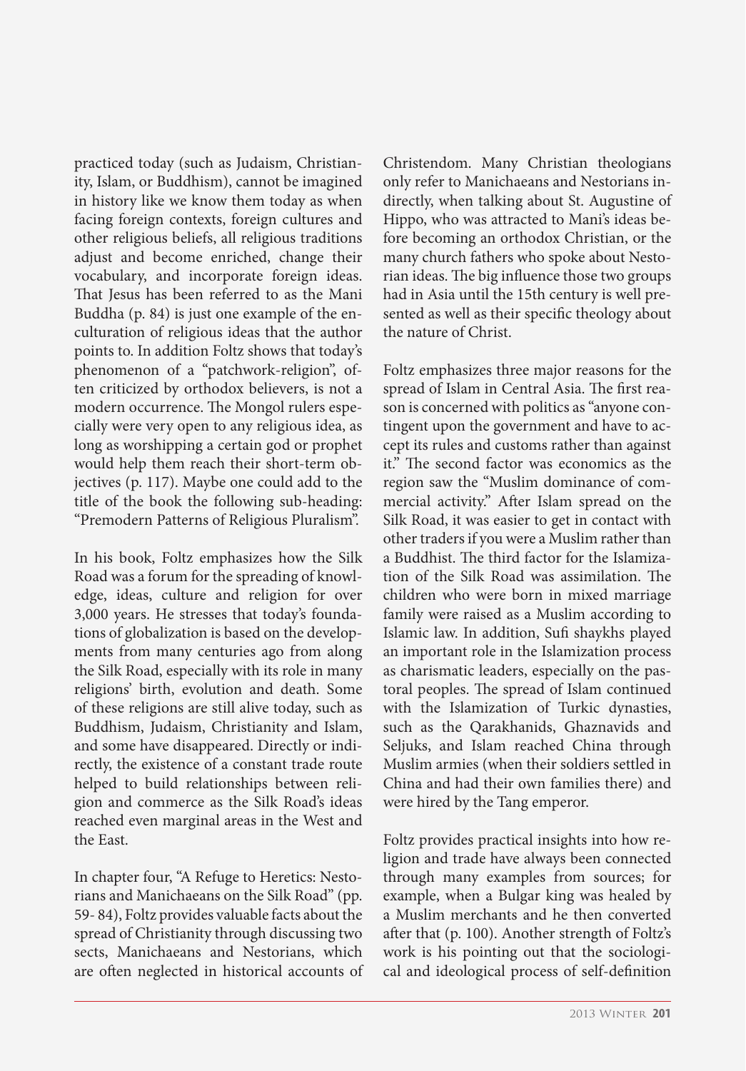practiced today (such as Judaism, Christianity, Islam, or Buddhism), cannot be imagined in history like we know them today as when facing foreign contexts, foreign cultures and other religious beliefs, all religious traditions adjust and become enriched, change their vocabulary, and incorporate foreign ideas. That Jesus has been referred to as the Mani Buddha (p. 84) is just one example of the enculturation of religious ideas that the author points to. In addition Foltz shows that today's phenomenon of a "patchwork-religion", often criticized by orthodox believers, is not a modern occurrence. The Mongol rulers especially were very open to any religious idea, as long as worshipping a certain god or prophet would help them reach their short-term objectives (p. 117). Maybe one could add to the title of the book the following sub-heading: "Premodern Patterns of Religious Pluralism".

In his book, Foltz emphasizes how the Silk Road was a forum for the spreading of knowledge, ideas, culture and religion for over 3,000 years. He stresses that today's foundations of globalization is based on the developments from many centuries ago from along the Silk Road, especially with its role in many religions' birth, evolution and death. Some of these religions are still alive today, such as Buddhism, Judaism, Christianity and Islam, and some have disappeared. Directly or indirectly, the existence of a constant trade route helped to build relationships between religion and commerce as the Silk Road's ideas reached even marginal areas in the West and the East.

In chapter four, "A Refuge to Heretics: Nestorians and Manichaeans on the Silk Road" (pp. 59- 84), Foltz provides valuable facts about the spread of Christianity through discussing two sects, Manichaeans and Nestorians, which are often neglected in historical accounts of Christendom. Many Christian theologians only refer to Manichaeans and Nestorians indirectly, when talking about St. Augustine of Hippo, who was attracted to Mani's ideas before becoming an orthodox Christian, or the many church fathers who spoke about Nestorian ideas. The big influence those two groups had in Asia until the 15th century is well presented as well as their specific theology about the nature of Christ.

Foltz emphasizes three major reasons for the spread of Islam in Central Asia. The first reason is concerned with politics as "anyone contingent upon the government and have to accept its rules and customs rather than against it." The second factor was economics as the region saw the "Muslim dominance of commercial activity." After Islam spread on the Silk Road, it was easier to get in contact with other traders if you were a Muslim rather than a Buddhist. The third factor for the Islamization of the Silk Road was assimilation. The children who were born in mixed marriage family were raised as a Muslim according to Islamic law. In addition, Sufi shaykhs played an important role in the Islamization process as charismatic leaders, especially on the pastoral peoples. The spread of Islam continued with the Islamization of Turkic dynasties, such as the Qarakhanids, Ghaznavids and Seljuks, and Islam reached China through Muslim armies (when their soldiers settled in China and had their own families there) and were hired by the Tang emperor.

Foltz provides practical insights into how religion and trade have always been connected through many examples from sources; for example, when a Bulgar king was healed by a Muslim merchants and he then converted after that (p. 100). Another strength of Foltz's work is his pointing out that the sociological and ideological process of self-definition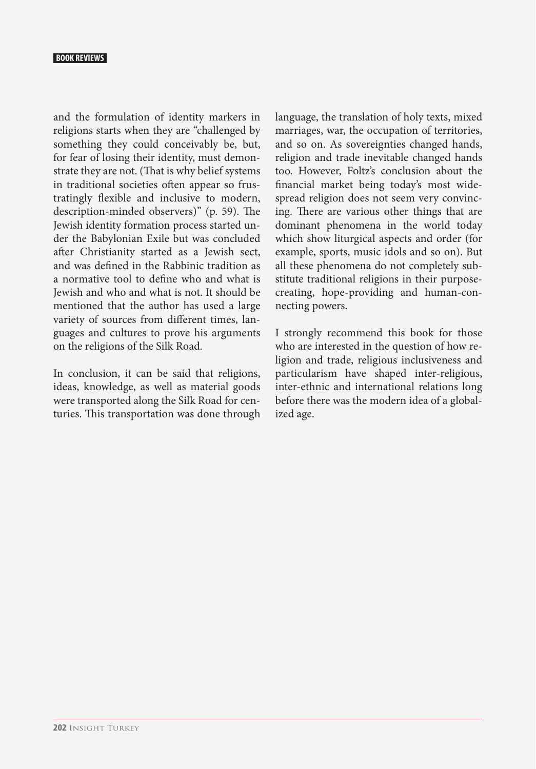and the formulation of identity markers in religions starts when they are "challenged by something they could conceivably be, but, for fear of losing their identity, must demonstrate they are not. (That is why belief systems in traditional societies often appear so frustratingly flexible and inclusive to modern, description-minded observers)" (p. 59). The Jewish identity formation process started under the Babylonian Exile but was concluded after Christianity started as a Jewish sect, and was defined in the Rabbinic tradition as a normative tool to define who and what is Jewish and who and what is not. It should be mentioned that the author has used a large variety of sources from different times, languages and cultures to prove his arguments on the religions of the Silk Road.

In conclusion, it can be said that religions, ideas, knowledge, as well as material goods were transported along the Silk Road for centuries. This transportation was done through language, the translation of holy texts, mixed marriages, war, the occupation of territories, and so on. As sovereignties changed hands, religion and trade inevitable changed hands too. However, Foltz's conclusion about the financial market being today's most widespread religion does not seem very convincing. There are various other things that are dominant phenomena in the world today which show liturgical aspects and order (for example, sports, music idols and so on). But all these phenomena do not completely substitute traditional religions in their purpose-creating, hope-providing and human-connecting powers.

I strongly recommend this book for those who are interested in the question of how religion and trade, religious inclusiveness and particularism have shaped inter-religious, inter-ethnic and international relations long before there was the modern idea of a globalized age.